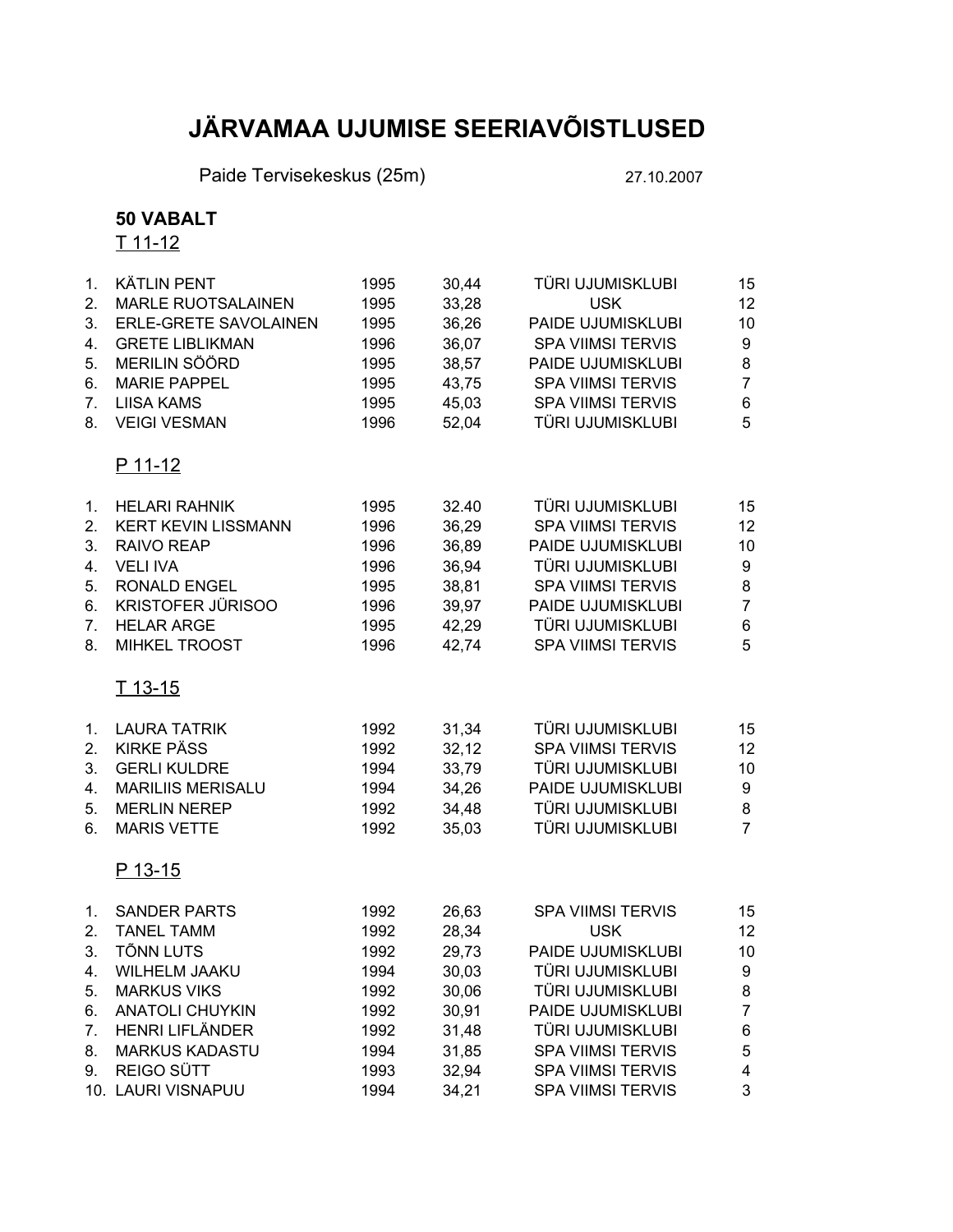# JÄRVAMAA UJUMISE SEERIAVÕISTLUSED

Paide Tervisekeskus (25m) 27.10.2007

## 50 VABALT

### T 11-12

| | | | | | |
|---|---|---|---|---|---|
| 1. | KÄTLIN PENT | 1995 | 30,44 | TÜRI UJUMISKLUBI | 15 |
| 2. | MARLE RUOTSALAINEN | 1995 | 33,28 | USK | 12 |
| 3. | ERLE-GRETE SAVOLAINEN | 1995 | 36,26 | PAIDE UJUMISKLUBI | 10 |
| 4. | GRETE LIBLIKMAN | 1996 | 36,07 | SPA VIIMSI TERVIS | 9 |
| 5. | MERILIN SÖÖRD | 1995 | 38,57 | PAIDE UJUMISKLUBI | 8 |
| 6. | MARIE PAPPEL | 1995 | 43,75 | SPA VIIMSI TERVIS | 7 |
| 7. | LIISA KAMS | 1995 | 45,03 | SPA VIIMSI TERVIS | 6 |
| 8. | VEIGI VESMAN | 1996 | 52,04 | TÜRI UJUMISKLUBI | 5 |

### P 11-12

| | | | | | |
|---|---|---|---|---|---|
| 1. | HELARI RAHNIK | 1995 | 32.40 | TÜRI UJUMISKLUBI | 15 |
| 2. | KERT KEVIN LISSMANN | 1996 | 36,29 | SPA VIIMSI TERVIS | 12 |
| 3. | RAIVO REAP | 1996 | 36,89 | PAIDE UJUMISKLUBI | 10 |
| 4. | VELI IVA | 1996 | 36,94 | TÜRI UJUMISKLUBI | 9 |
| 5. | RONALD ENGEL | 1995 | 38,81 | SPA VIIMSI TERVIS | 8 |
| 6. | KRISTOFER JÜRISOO | 1996 | 39,97 | PAIDE UJUMISKLUBI | 7 |
| 7. | HELAR ARGE | 1995 | 42,29 | TÜRI UJUMISKLUBI | 6 |
| 8. | MIHKEL TROOST | 1996 | 42,74 | SPA VIIMSI TERVIS | 5 |

### T 13-15

| | | | | | |
|---|---|---|---|---|---|
| 1. | LAURA TATRIK | 1992 | 31,34 | TÜRI UJUMISKLUBI | 15 |
| 2. | KIRKE PÄSS | 1992 | 32,12 | SPA VIIMSI TERVIS | 12 |
| 3. | GERLI KULDRE | 1994 | 33,79 | TÜRI UJUMISKLUBI | 10 |
| 4. | MARILIIS MERISALU | 1994 | 34,26 | PAIDE UJUMISKLUBI | 9 |
| 5. | MERLIN NEREP | 1992 | 34,48 | TÜRI UJUMISKLUBI | 8 |
| 6. | MARIS VETTE | 1992 | 35,03 | TÜRI UJUMISKLUBI | 7 |

### P 13-15

| | | | | | |
|---|---|---|---|---|---|
| 1. | SANDER PARTS | 1992 | 26,63 | SPA VIIMSI TERVIS | 15 |
| 2. | TANEL TAMM | 1992 | 28,34 | USK | 12 |
| 3. | TÕNN LUTS | 1992 | 29,73 | PAIDE UJUMISKLUBI | 10 |
| 4. | WILHELM JAAKU | 1994 | 30,03 | TÜRI UJUMISKLUBI | 9 |
| 5. | MARKUS VIKS | 1992 | 30,06 | TÜRI UJUMISKLUBI | 8 |
| 6. | ANATOLI CHUYKIN | 1992 | 30,91 | PAIDE UJUMISKLUBI | 7 |
| 7. | HENRI LIFLÄNDER | 1992 | 31,48 | TÜRI UJUMISKLUBI | 6 |
| 8. | MARKUS KADASTU | 1994 | 31,85 | SPA VIIMSI TERVIS | 5 |
| 9. | REIGO SÜTT | 1993 | 32,94 | SPA VIIMSI TERVIS | 4 |
| 10. | LAURI VISNAPUU | 1994 | 34,21 | SPA VIIMSI TERVIS | 3 |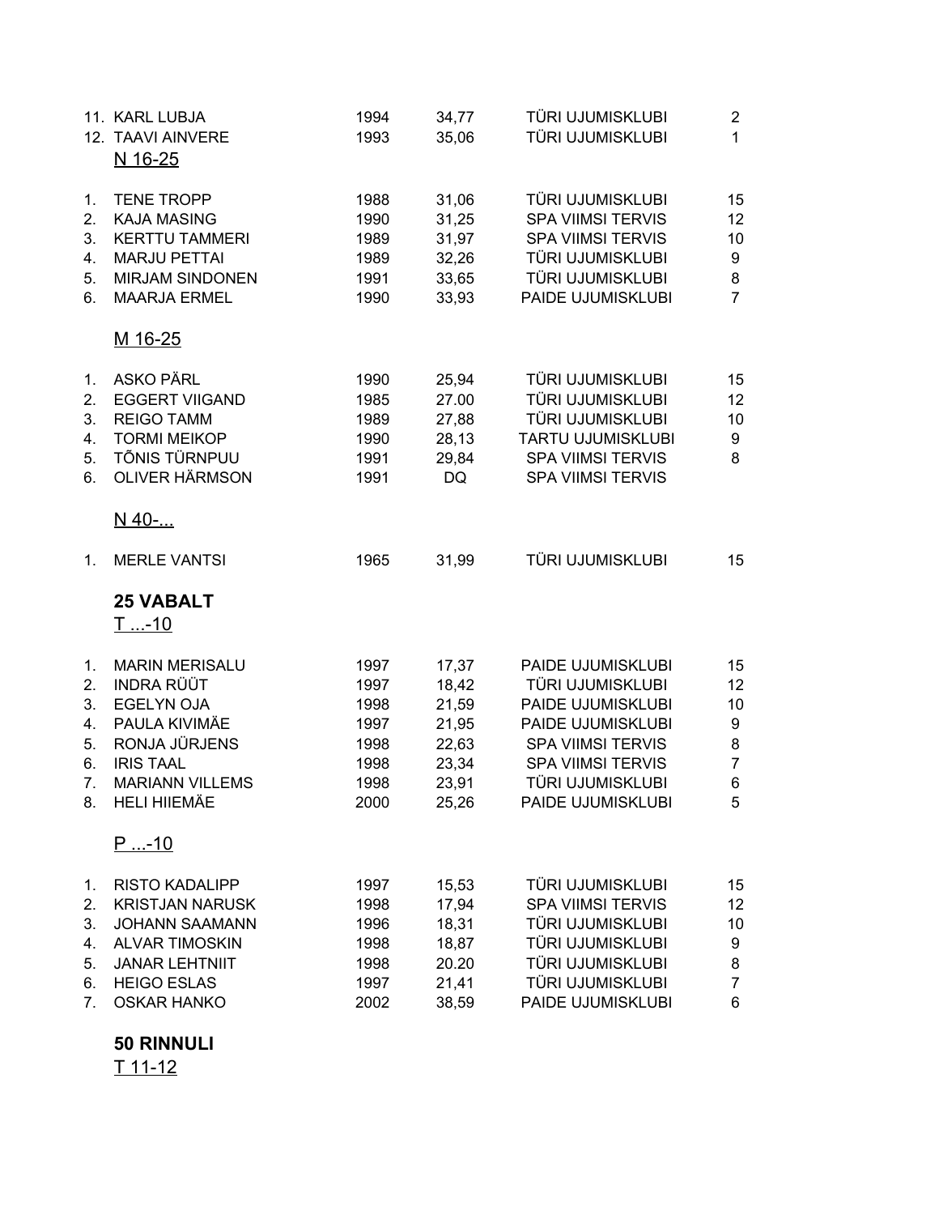| | | | | | |
|---|---|---|---|---|---|
| 11. | KARL LUBJA | 1994 | 34,77 | TÜRI UJUMISKLUBI | 2 |
| 12. | TAAVI AINVERE | 1993 | 35,06 | TÜRI UJUMISKLUBI | 1 |

N 16-25

| | | | | | |
|---|---|---|---|---|---|
| 1. | TENE TROPP | 1988 | 31,06 | TÜRI UJUMISKLUBI | 15 |
| 2. | KAJA MASING | 1990 | 31,25 | SPA VIIMSI TERVIS | 12 |
| 3. | KERTTU TAMMERI | 1989 | 31,97 | SPA VIIMSI TERVIS | 10 |
| 4. | MARJU PETTAI | 1989 | 32,26 | TÜRI UJUMISKLUBI | 9 |
| 5. | MIRJAM SINDONEN | 1991 | 33,65 | TÜRI UJUMISKLUBI | 8 |
| 6. | MAARJA ERMEL | 1990 | 33,93 | PAIDE UJUMISKLUBI | 7 |

M 16-25

| | | | | | |
|---|---|---|---|---|---|
| 1. | ASKO PÄRL | 1990 | 25,94 | TÜRI UJUMISKLUBI | 15 |
| 2. | EGGERT VIIGAND | 1985 | 27.00 | TÜRI UJUMISKLUBI | 12 |
| 3. | REIGO TAMM | 1989 | 27,88 | TÜRI UJUMISKLUBI | 10 |
| 4. | TORMI MEIKOP | 1990 | 28,13 | TARTU UJUMISKLUBI | 9 |
| 5. | TÕNIS TÜRNPUU | 1991 | 29,84 | SPA VIIMSI TERVIS | 8 |
| 6. | OLIVER HÄRMSON | 1991 | DQ | SPA VIIMSI TERVIS | |

N 40-...

| | | | | | |
|---|---|---|---|---|---|
| 1. | MERLE VANTSI | 1965 | 31,99 | TÜRI UJUMISKLUBI | 15 |

**25 VABALT**

T ...-10

| | | | | | |
|---|---|---|---|---|---|
| 1. | MARIN MERISALU | 1997 | 17,37 | PAIDE UJUMISKLUBI | 15 |
| 2. | INDRA RÜÜT | 1997 | 18,42 | TÜRI UJUMISKLUBI | 12 |
| 3. | EGELYN OJA | 1998 | 21,59 | PAIDE UJUMISKLUBI | 10 |
| 4. | PAULA KIVIMÄE | 1997 | 21,95 | PAIDE UJUMISKLUBI | 9 |
| 5. | RONJA JÜRJENS | 1998 | 22,63 | SPA VIIMSI TERVIS | 8 |
| 6. | IRIS TAAL | 1998 | 23,34 | SPA VIIMSI TERVIS | 7 |
| 7. | MARIANN VILLEMS | 1998 | 23,91 | TÜRI UJUMISKLUBI | 6 |
| 8. | HELI HIIEMÄE | 2000 | 25,26 | PAIDE UJUMISKLUBI | 5 |

P ...-10

| | | | | | |
|---|---|---|---|---|---|
| 1. | RISTO KADALIPP | 1997 | 15,53 | TÜRI UJUMISKLUBI | 15 |
| 2. | KRISTJAN NARUSK | 1998 | 17,94 | SPA VIIMSI TERVIS | 12 |
| 3. | JOHANN SAAMANN | 1996 | 18,31 | TÜRI UJUMISKLUBI | 10 |
| 4. | ALVAR TIMOSKIN | 1998 | 18,87 | TÜRI UJUMISKLUBI | 9 |
| 5. | JANAR LEHTNIIT | 1998 | 20.20 | TÜRI UJUMISKLUBI | 8 |
| 6. | HEIGO ESLAS | 1997 | 21,41 | TÜRI UJUMISKLUBI | 7 |
| 7. | OSKAR HANKO | 2002 | 38,59 | PAIDE UJUMISKLUBI | 6 |

**50 RINNULI**

T 11-12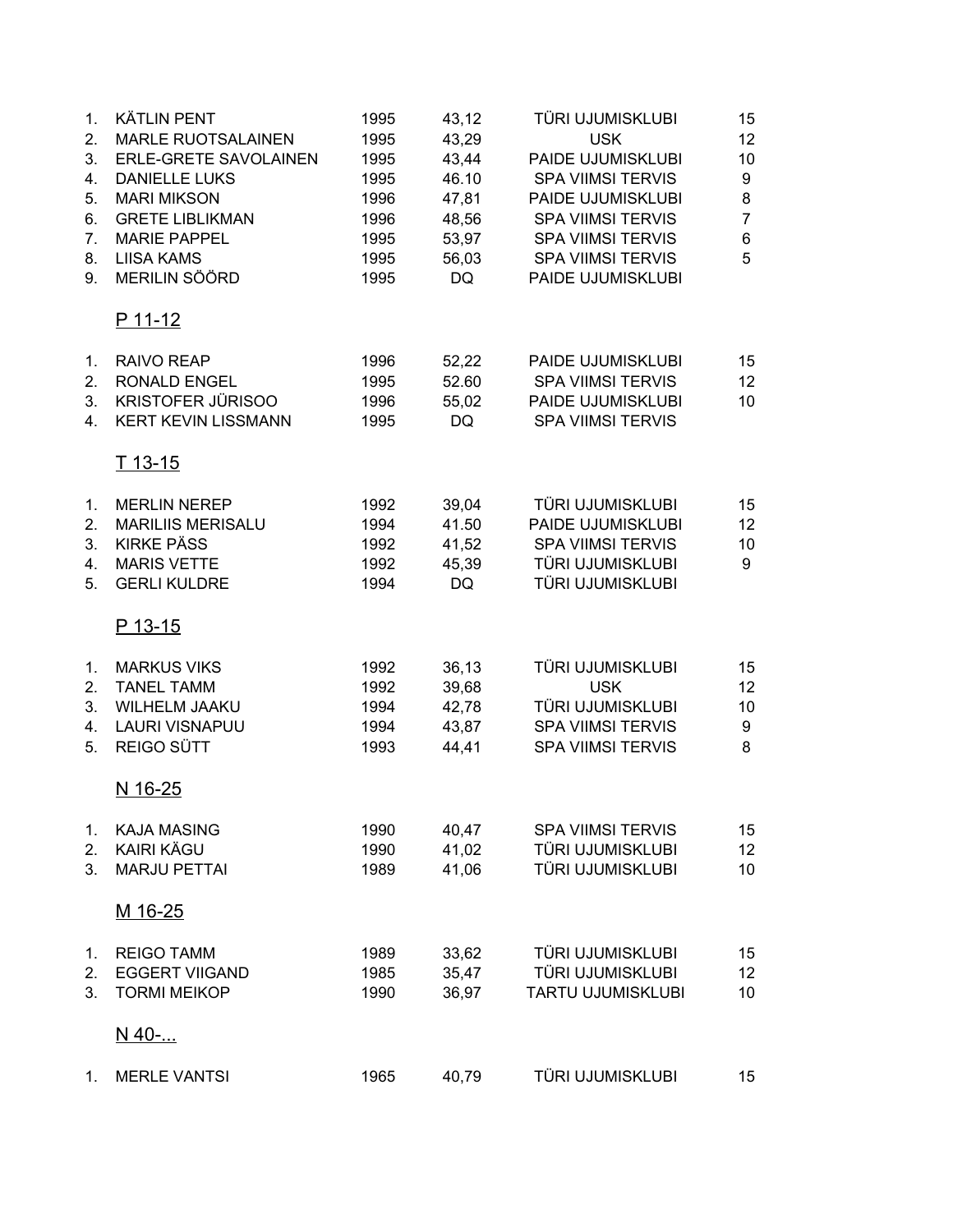| | | | | | |
|---|---|---|---|---|---|
| 1. | KÄTLIN PENT | 1995 | 43,12 | TÜRI UJUMISKLUBI | 15 |
| 2. | MARLE RUOTSALAINEN | 1995 | 43,29 | USK | 12 |
| 3. | ERLE-GRETE SAVOLAINEN | 1995 | 43,44 | PAIDE UJUMISKLUBI | 10 |
| 4. | DANIELLE LUKS | 1995 | 46.10 | SPA VIIMSI TERVIS | 9 |
| 5. | MARI MIKSON | 1996 | 47,81 | PAIDE UJUMISKLUBI | 8 |
| 6. | GRETE LIBLIKMAN | 1996 | 48,56 | SPA VIIMSI TERVIS | 7 |
| 7. | MARIE PAPPEL | 1995 | 53,97 | SPA VIIMSI TERVIS | 6 |
| 8. | LIISA KAMS | 1995 | 56,03 | SPA VIIMSI TERVIS | 5 |
| 9. | MERILIN SÖÖRD | 1995 | DQ | PAIDE UJUMISKLUBI | |

## P 11-12

| | | | | | |
|---|---|---|---|---|---|
| 1. | RAIVO REAP | 1996 | 52,22 | PAIDE UJUMISKLUBI | 15 |
| 2. | RONALD ENGEL | 1995 | 52.60 | SPA VIIMSI TERVIS | 12 |
| 3. | KRISTOFER JÜRISOO | 1996 | 55,02 | PAIDE UJUMISKLUBI | 10 |
| 4. | KERT KEVIN LISSMANN | 1995 | DQ | SPA VIIMSI TERVIS | |

## T 13-15

| | | | | | |
|---|---|---|---|---|---|
| 1. | MERLIN NEREP | 1992 | 39,04 | TÜRI UJUMISKLUBI | 15 |
| 2. | MARILIIS MERISALU | 1994 | 41.50 | PAIDE UJUMISKLUBI | 12 |
| 3. | KIRKE PÄSS | 1992 | 41,52 | SPA VIIMSI TERVIS | 10 |
| 4. | MARIS VETTE | 1992 | 45,39 | TÜRI UJUMISKLUBI | 9 |
| 5. | GERLI KULDRE | 1994 | DQ | TÜRI UJUMISKLUBI | |

## P 13-15

| | | | | | |
|---|---|---|---|---|---|
| 1. | MARKUS VIKS | 1992 | 36,13 | TÜRI UJUMISKLUBI | 15 |
| 2. | TANEL TAMM | 1992 | 39,68 | USK | 12 |
| 3. | WILHELM JAAKU | 1994 | 42,78 | TÜRI UJUMISKLUBI | 10 |
| 4. | LAURI VISNAPUU | 1994 | 43,87 | SPA VIIMSI TERVIS | 9 |
| 5. | REIGO SÜTT | 1993 | 44,41 | SPA VIIMSI TERVIS | 8 |

## N 16-25

| | | | | | |
|---|---|---|---|---|---|
| 1. | KAJA MASING | 1990 | 40,47 | SPA VIIMSI TERVIS | 15 |
| 2. | KAIRI KÄGU | 1990 | 41,02 | TÜRI UJUMISKLUBI | 12 |
| 3. | MARJU PETTAI | 1989 | 41,06 | TÜRI UJUMISKLUBI | 10 |

## M 16-25

| | | | | | |
|---|---|---|---|---|---|
| 1. | REIGO TAMM | 1989 | 33,62 | TÜRI UJUMISKLUBI | 15 |
| 2. | EGGERT VIIGAND | 1985 | 35,47 | TÜRI UJUMISKLUBI | 12 |
| 3. | TORMI MEIKOP | 1990 | 36,97 | TARTU UJUMISKLUBI | 10 |

## N 40-...

| | | | | | |
|---|---|---|---|---|---|
| 1. | MERLE VANTSI | 1965 | 40,79 | TÜRI UJUMISKLUBI | 15 |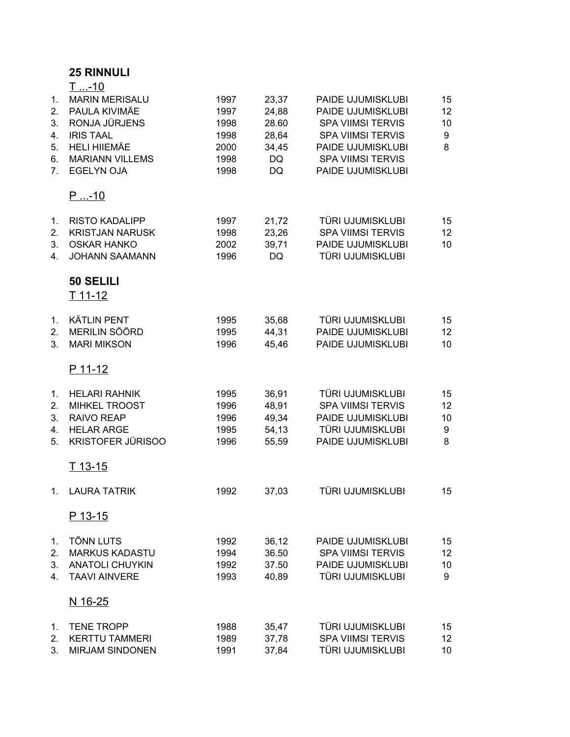## 25 RINNULI

T ...-10

| | | | | | |
|---|---|---|---|---|---|
| 1. | MARIN MERISALU | 1997 | 23,37 | PAIDE UJUMISKLUBI | 15 |
| 2. | PAULA KIVIMÄE | 1997 | 24,88 | PAIDE UJUMISKLUBI | 12 |
| 3. | RONJA JÜRJENS | 1998 | 28.60 | SPA VIIMSI TERVIS | 10 |
| 4. | IRIS TAAL | 1998 | 28,64 | SPA VIIMSI TERVIS | 9 |
| 5. | HELI HIIEMÄE | 2000 | 34,45 | PAIDE UJUMISKLUBI | 8 |
| 6. | MARIANN VILLEMS | 1998 | DQ | SPA VIIMSI TERVIS | |
| 7. | EGELYN OJA | 1998 | DQ | PAIDE UJUMISKLUBI | |

P ...-10

| | | | | | |
|---|---|---|---|---|---|
| 1. | RISTO KADALIPP | 1997 | 21,72 | TÜRI UJUMISKLUBI | 15 |
| 2. | KRISTJAN NARUSK | 1998 | 23,26 | SPA VIIMSI TERVIS | 12 |
| 3. | OSKAR HANKO | 2002 | 39,71 | PAIDE UJUMISKLUBI | 10 |
| 4. | JOHANN SAAMANN | 1996 | DQ | TÜRI UJUMISKLUBI | |

## 50 SELILI

T 11-12

| | | | | | |
|---|---|---|---|---|---|
| 1. | KÄTLIN PENT | 1995 | 35,68 | TÜRI UJUMISKLUBI | 15 |
| 2. | MERILIN SÖÖRD | 1995 | 44,31 | PAIDE UJUMISKLUBI | 12 |
| 3. | MARI MIKSON | 1996 | 45,46 | PAIDE UJUMISKLUBI | 10 |

P 11-12

| | | | | | |
|---|---|---|---|---|---|
| 1. | HELARI RAHNIK | 1995 | 36,91 | TÜRI UJUMISKLUBI | 15 |
| 2. | MIHKEL TROOST | 1996 | 48,91 | SPA VIIMSI TERVIS | 12 |
| 3. | RAIVO REAP | 1996 | 49,34 | PAIDE UJUMISKLUBI | 10 |
| 4. | HELAR ARGE | 1995 | 54,13 | TÜRI UJUMISKLUBI | 9 |
| 5. | KRISTOFER JÜRISOO | 1996 | 55,59 | PAIDE UJUMISKLUBI | 8 |

T 13-15

| | | | | | |
|---|---|---|---|---|---|
| 1. | LAURA TATRIK | 1992 | 37,03 | TÜRI UJUMISKLUBI | 15 |

P 13-15

| | | | | | |
|---|---|---|---|---|---|
| 1. | TÕNN LUTS | 1992 | 36,12 | PAIDE UJUMISKLUBI | 15 |
| 2. | MARKUS KADASTU | 1994 | 36.50 | SPA VIIMSI TERVIS | 12 |
| 3. | ANATOLI CHUYKIN | 1992 | 37.50 | PAIDE UJUMISKLUBI | 10 |
| 4. | TAAVI AINVERE | 1993 | 40,89 | TÜRI UJUMISKLUBI | 9 |

N 16-25

| | | | | | |
|---|---|---|---|---|---|
| 1. | TENE TROPP | 1988 | 35,47 | TÜRI UJUMISKLUBI | 15 |
| 2. | KERTTU TAMMERI | 1989 | 37,78 | SPA VIIMSI TERVIS | 12 |
| 3. | MIRJAM SINDONEN | 1991 | 37,84 | TÜRI UJUMISKLUBI | 10 |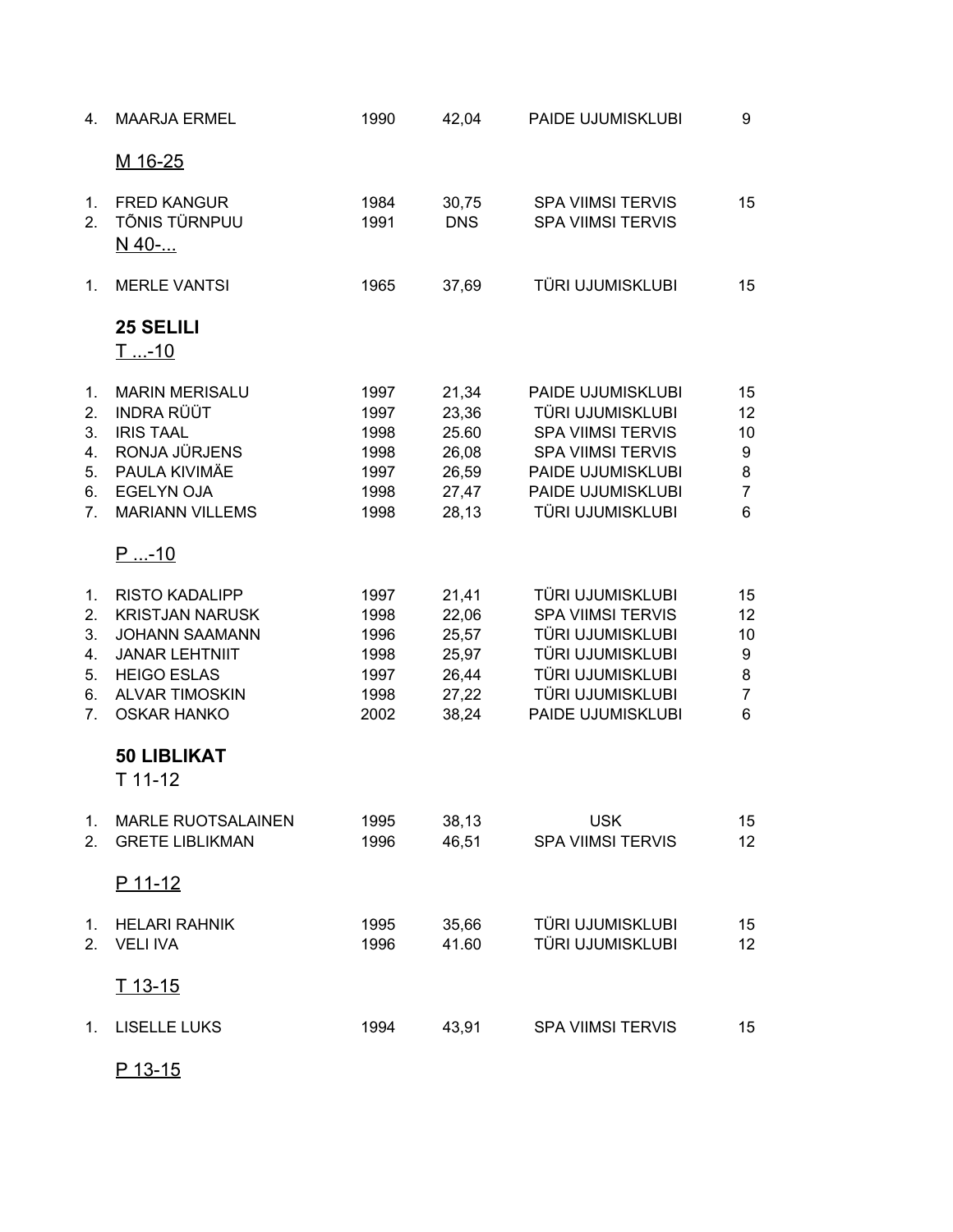| | | | | | |
|---|---|---|---|---|---|
| 4. | MAARJA ERMEL | 1990 | 42,04 | PAIDE UJUMISKLUBI | 9 |

M 16-25

| | | | | | |
|---|---|---|---|---|---|
| 1. | FRED KANGUR | 1984 | 30,75 | SPA VIIMSI TERVIS | 15 |
| 2. | TÕNIS TÜRNPUU | 1991 | DNS | SPA VIIMSI TERVIS | |

N 40-...

| | | | | | |
|---|---|---|---|---|---|
| 1. | MERLE VANTSI | 1965 | 37,69 | TÜRI UJUMISKLUBI | 15 |

**25 SELILI**

T ...-10

| | | | | | |
|---|---|---|---|---|---|
| 1. | MARIN MERISALU | 1997 | 21,34 | PAIDE UJUMISKLUBI | 15 |
| 2. | INDRA RÜÜT | 1997 | 23,36 | TÜRI UJUMISKLUBI | 12 |
| 3. | IRIS TAAL | 1998 | 25.60 | SPA VIIMSI TERVIS | 10 |
| 4. | RONJA JÜRJENS | 1998 | 26,08 | SPA VIIMSI TERVIS | 9 |
| 5. | PAULA KIVIMÄE | 1997 | 26,59 | PAIDE UJUMISKLUBI | 8 |
| 6. | EGELYN OJA | 1998 | 27,47 | PAIDE UJUMISKLUBI | 7 |
| 7. | MARIANN VILLEMS | 1998 | 28,13 | TÜRI UJUMISKLUBI | 6 |

P ...-10

| | | | | | |
|---|---|---|---|---|---|
| 1. | RISTO KADALIPP | 1997 | 21,41 | TÜRI UJUMISKLUBI | 15 |
| 2. | KRISTJAN NARUSK | 1998 | 22,06 | SPA VIIMSI TERVIS | 12 |
| 3. | JOHANN SAAMANN | 1996 | 25,57 | TÜRI UJUMISKLUBI | 10 |
| 4. | JANAR LEHTNIIT | 1998 | 25,97 | TÜRI UJUMISKLUBI | 9 |
| 5. | HEIGO ESLAS | 1997 | 26,44 | TÜRI UJUMISKLUBI | 8 |
| 6. | ALVAR TIMOSKIN | 1998 | 27,22 | TÜRI UJUMISKLUBI | 7 |
| 7. | OSKAR HANKO | 2002 | 38,24 | PAIDE UJUMISKLUBI | 6 |

**50 LIBLIKAT**

T 11-12

| | | | | | |
|---|---|---|---|---|---|
| 1. | MARLE RUOTSALAINEN | 1995 | 38,13 | USK | 15 |
| 2. | GRETE LIBLIKMAN | 1996 | 46,51 | SPA VIIMSI TERVIS | 12 |

P 11-12

| | | | | | |
|---|---|---|---|---|---|
| 1. | HELARI RAHNIK | 1995 | 35,66 | TÜRI UJUMISKLUBI | 15 |
| 2. | VELI IVA | 1996 | 41.60 | TÜRI UJUMISKLUBI | 12 |

T 13-15

| | | | | | |
|---|---|---|---|---|---|
| 1. | LISELLE LUKS | 1994 | 43,91 | SPA VIIMSI TERVIS | 15 |

P 13-15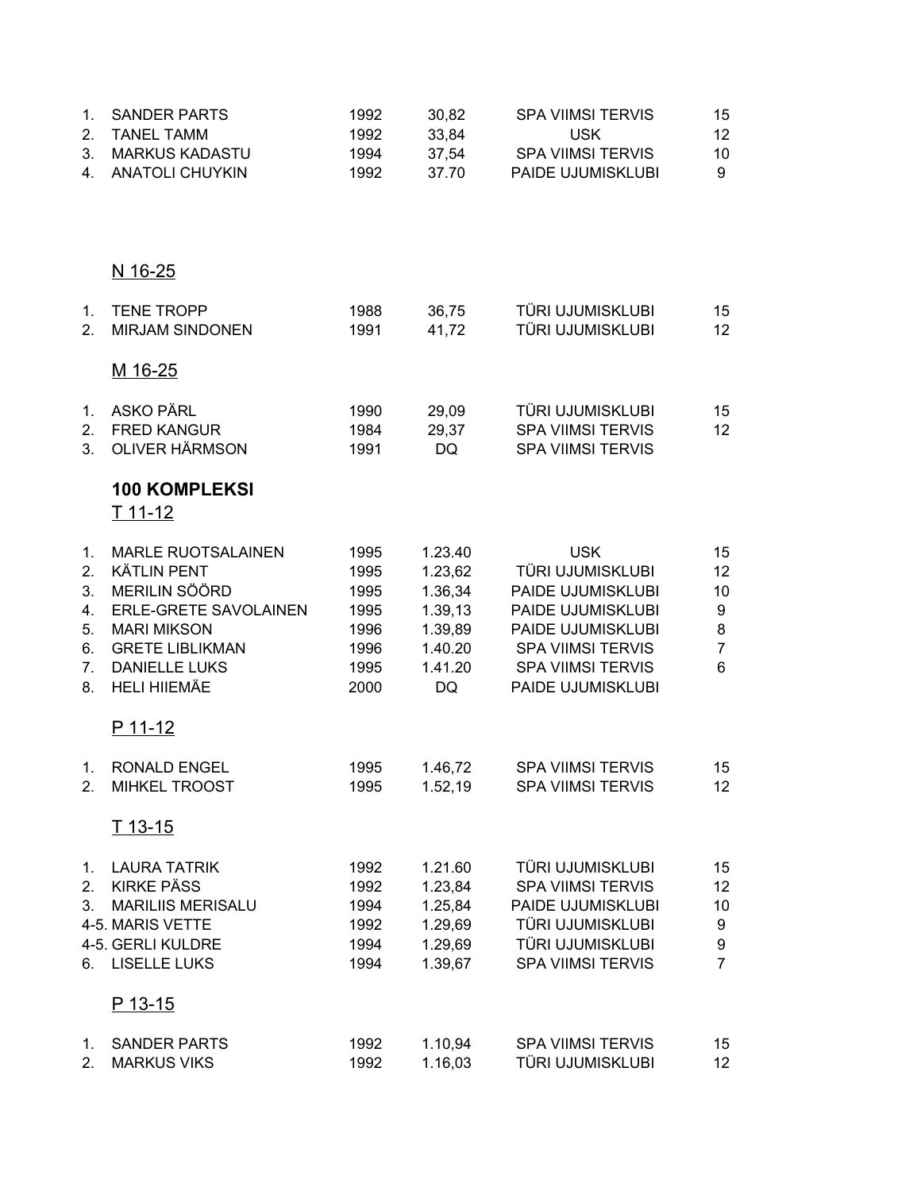| | | | | | |
|---|---|---|---|---|---|
| 1. | SANDER PARTS | 1992 | 30,82 | SPA VIIMSI TERVIS | 15 |
| 2. | TANEL TAMM | 1992 | 33,84 | USK | 12 |
| 3. | MARKUS KADASTU | 1994 | 37,54 | SPA VIIMSI TERVIS | 10 |
| 4. | ANATOLI CHUYKIN | 1992 | 37.70 | PAIDE UJUMISKLUBI | 9 |

N 16-25

| | | | | | |
|---|---|---|---|---|---|
| 1. | TENE TROPP | 1988 | 36,75 | TÜRI UJUMISKLUBI | 15 |
| 2. | MIRJAM SINDONEN | 1991 | 41,72 | TÜRI UJUMISKLUBI | 12 |

M 16-25

| | | | | | |
|---|---|---|---|---|---|
| 1. | ASKO PÄRL | 1990 | 29,09 | TÜRI UJUMISKLUBI | 15 |
| 2. | FRED KANGUR | 1984 | 29,37 | SPA VIIMSI TERVIS | 12 |
| 3. | OLIVER HÄRMSON | 1991 | DQ | SPA VIIMSI TERVIS | |

**100 KOMPLEKSI**

T 11-12

| | | | | | |
|---|---|---|---|---|---|
| 1. | MARLE RUOTSALAINEN | 1995 | 1.23.40 | USK | 15 |
| 2. | KÄTLIN PENT | 1995 | 1.23,62 | TÜRI UJUMISKLUBI | 12 |
| 3. | MERILIN SÖÖRD | 1995 | 1.36,34 | PAIDE UJUMISKLUBI | 10 |
| 4. | ERLE-GRETE SAVOLAINEN | 1995 | 1.39,13 | PAIDE UJUMISKLUBI | 9 |
| 5. | MARI MIKSON | 1996 | 1.39,89 | PAIDE UJUMISKLUBI | 8 |
| 6. | GRETE LIBLIKMAN | 1996 | 1.40.20 | SPA VIIMSI TERVIS | 7 |
| 7. | DANIELLE LUKS | 1995 | 1.41.20 | SPA VIIMSI TERVIS | 6 |
| 8. | HELI HIIEMÄE | 2000 | DQ | PAIDE UJUMISKLUBI | |

P 11-12

| | | | | | |
|---|---|---|---|---|---|
| 1. | RONALD ENGEL | 1995 | 1.46,72 | SPA VIIMSI TERVIS | 15 |
| 2. | MIHKEL TROOST | 1995 | 1.52,19 | SPA VIIMSI TERVIS | 12 |

T 13-15

| | | | | | |
|---|---|---|---|---|---|
| 1. | LAURA TATRIK | 1992 | 1.21.60 | TÜRI UJUMISKLUBI | 15 |
| 2. | KIRKE PÄSS | 1992 | 1.23,84 | SPA VIIMSI TERVIS | 12 |
| 3. | MARILIIS MERISALU | 1994 | 1.25,84 | PAIDE UJUMISKLUBI | 10 |
| 4-5. | MARIS VETTE | 1992 | 1.29,69 | TÜRI UJUMISKLUBI | 9 |
| 4-5. | GERLI KULDRE | 1994 | 1.29,69 | TÜRI UJUMISKLUBI | 9 |
| 6. | LISELLE LUKS | 1994 | 1.39,67 | SPA VIIMSI TERVIS | 7 |

P 13-15

| | | | | | |
|---|---|---|---|---|---|
| 1. | SANDER PARTS | 1992 | 1.10,94 | SPA VIIMSI TERVIS | 15 |
| 2. | MARKUS VIKS | 1992 | 1.16,03 | TÜRI UJUMISKLUBI | 12 |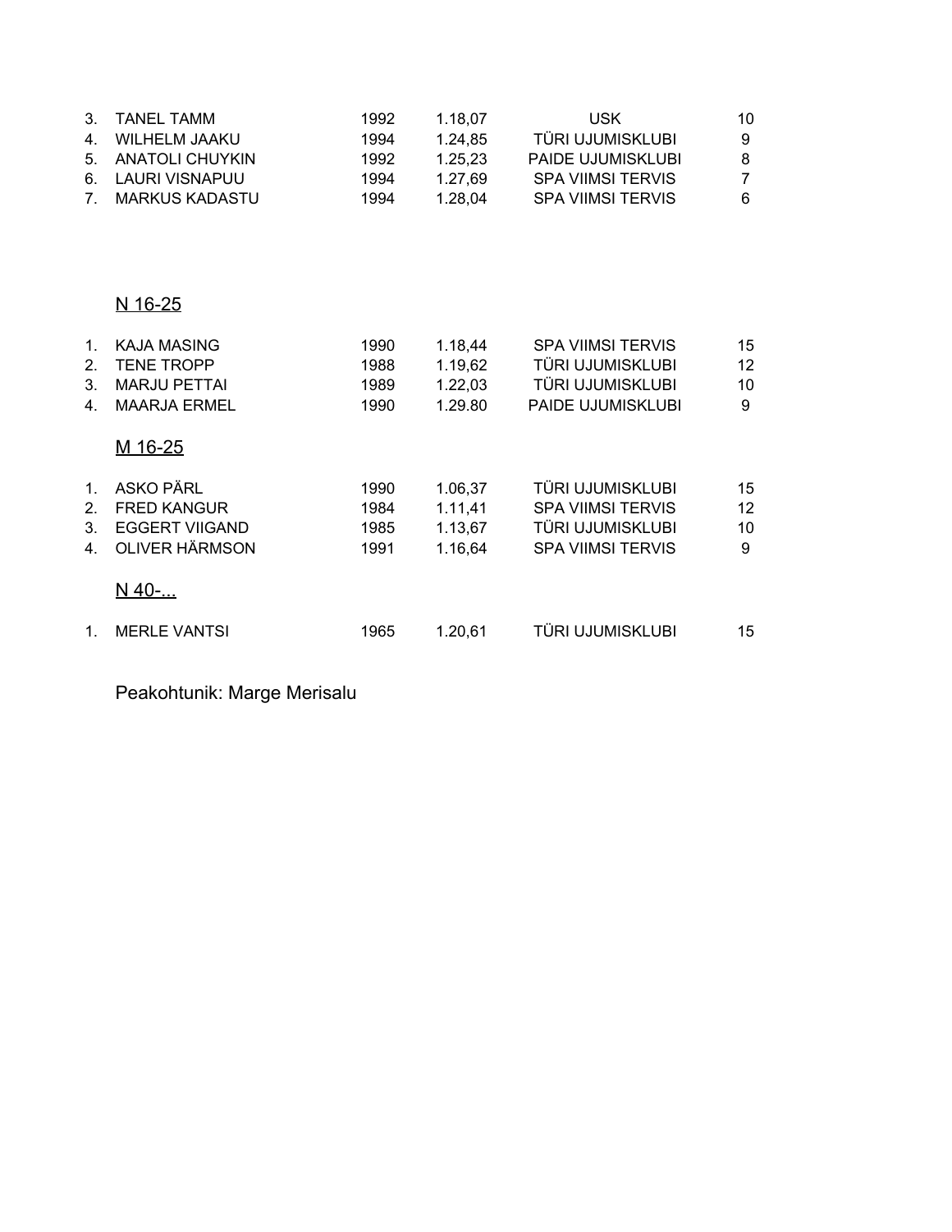| | | | | | |
|---|---|---|---|---|---|
| 3. | TANEL TAMM | 1992 | 1.18,07 | USK | 10 |
| 4. | WILHELM JAAKU | 1994 | 1.24,85 | TÜRI UJUMISKLUBI | 9 |
| 5. | ANATOLI CHUYKIN | 1992 | 1.25,23 | PAIDE UJUMISKLUBI | 8 |
| 6. | LAURI VISNAPUU | 1994 | 1.27,69 | SPA VIIMSI TERVIS | 7 |
| 7. | MARKUS KADASTU | 1994 | 1.28,04 | SPA VIIMSI TERVIS | 6 |

N 16-25

| | | | | | |
|---|---|---|---|---|---|
| 1. | KAJA MASING | 1990 | 1.18,44 | SPA VIIMSI TERVIS | 15 |
| 2. | TENE TROPP | 1988 | 1.19,62 | TÜRI UJUMISKLUBI | 12 |
| 3. | MARJU PETTAI | 1989 | 1.22,03 | TÜRI UJUMISKLUBI | 10 |
| 4. | MAARJA ERMEL | 1990 | 1.29.80 | PAIDE UJUMISKLUBI | 9 |

M 16-25

| | | | | | |
|---|---|---|---|---|---|
| 1. | ASKO PÄRL | 1990 | 1.06,37 | TÜRI UJUMISKLUBI | 15 |
| 2. | FRED KANGUR | 1984 | 1.11,41 | SPA VIIMSI TERVIS | 12 |
| 3. | EGGERT VIIGAND | 1985 | 1.13,67 | TÜRI UJUMISKLUBI | 10 |
| 4. | OLIVER HÄRMSON | 1991 | 1.16,64 | SPA VIIMSI TERVIS | 9 |

N 40-...

| | | | | | |
|---|---|---|---|---|---|
| 1. | MERLE VANTSI | 1965 | 1.20,61 | TÜRI UJUMISKLUBI | 15 |

Peakohtunik: Marge Merisalu